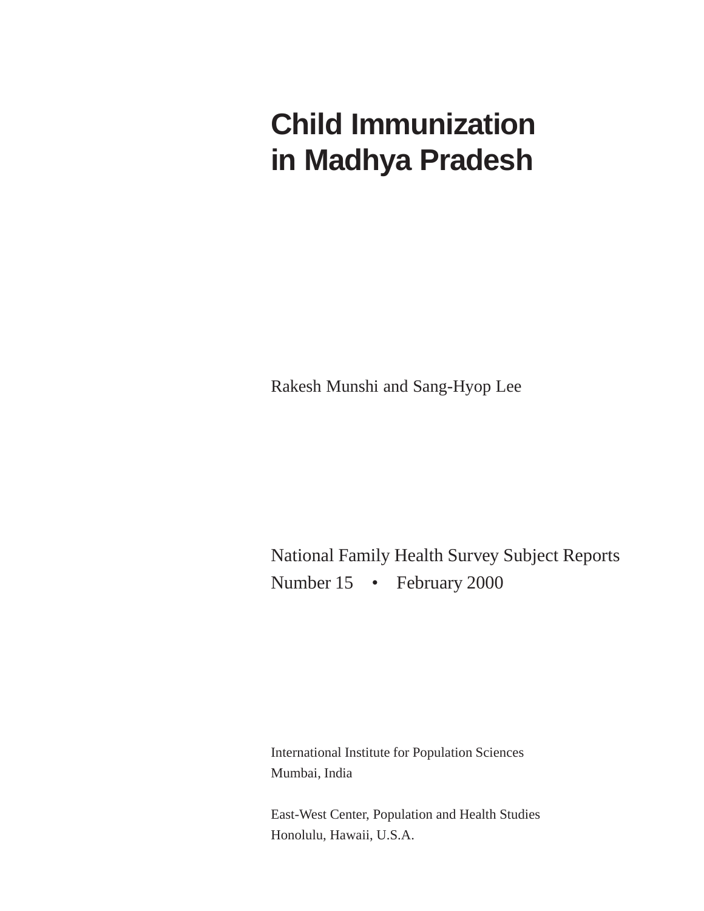# Child Immunization in Madhya Pradesh

Rakesh Munshi and Sang-Hyop Lee

National Family Health Survey Subject Reports
Number 15 • February 2000

International Institute for Population Sciences
Mumbai, India

East-West Center, Population and Health Studies
Honolulu, Hawaii, U.S.A.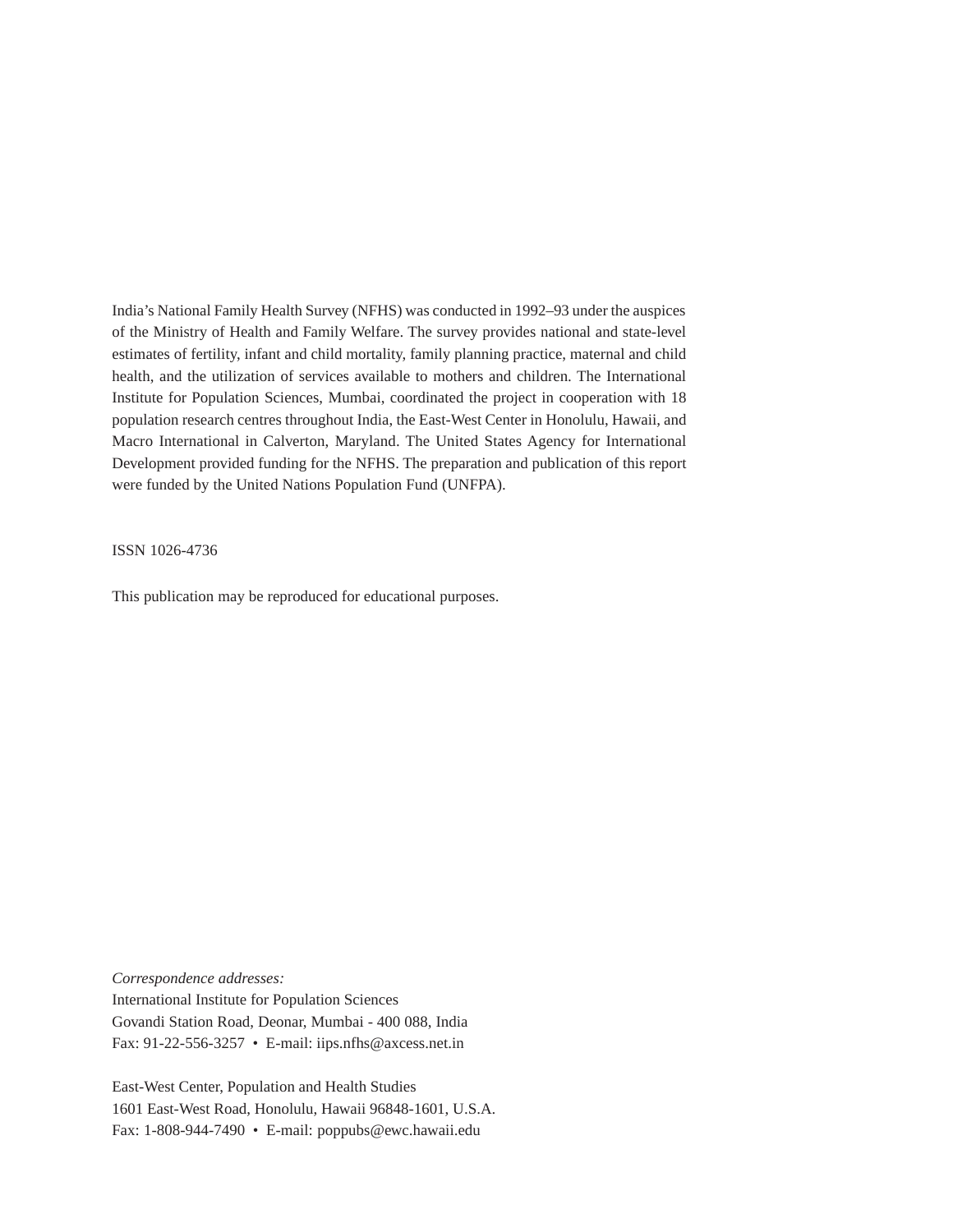India's National Family Health Survey (NFHS) was conducted in 1992–93 under the auspices of the Ministry of Health and Family Welfare. The survey provides national and state-level estimates of fertility, infant and child mortality, family planning practice, maternal and child health, and the utilization of services available to mothers and children. The International Institute for Population Sciences, Mumbai, coordinated the project in cooperation with 18 population research centres throughout India, the East-West Center in Honolulu, Hawaii, and Macro International in Calverton, Maryland. The United States Agency for International Development provided funding for the NFHS. The preparation and publication of this report were funded by the United Nations Population Fund (UNFPA).

ISSN 1026-4736

This publication may be reproduced for educational purposes.

*Correspondence addresses:*
International Institute for Population Sciences
Govandi Station Road, Deonar, Mumbai - 400 088, India
Fax: 91-22-556-3257 • E-mail: iips.nfhs@axcess.net.in

East-West Center, Population and Health Studies
1601 East-West Road, Honolulu, Hawaii 96848-1601, U.S.A.
Fax: 1-808-944-7490 • E-mail: poppubs@ewc.hawaii.edu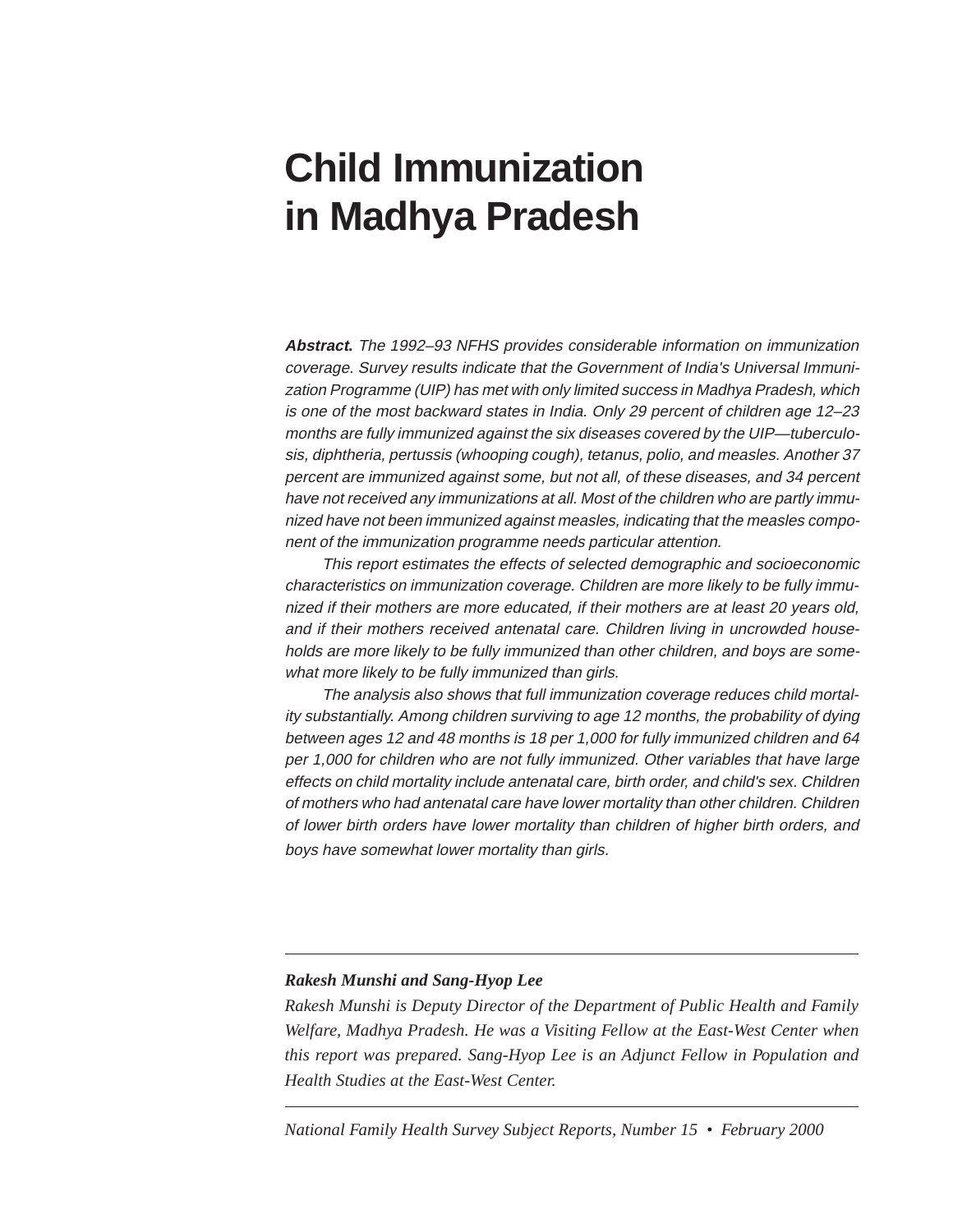# Child Immunization in Madhya Pradesh

***Abstract.*** *The 1992–93 NFHS provides considerable information on immunization coverage. Survey results indicate that the Government of India's Universal Immunization Programme (UIP) has met with only limited success in Madhya Pradesh, which is one of the most backward states in India. Only 29 percent of children age 12–23 months are fully immunized against the six diseases covered by the UIP—tuberculosis, diphtheria, pertussis (whooping cough), tetanus, polio, and measles. Another 37 percent are immunized against some, but not all, of these diseases, and 34 percent have not received any immunizations at all. Most of the children who are partly immunized have not been immunized against measles, indicating that the measles component of the immunization programme needs particular attention.*

*This report estimates the effects of selected demographic and socioeconomic characteristics on immunization coverage. Children are more likely to be fully immunized if their mothers are more educated, if their mothers are at least 20 years old, and if their mothers received antenatal care. Children living in uncrowded households are more likely to be fully immunized than other children, and boys are somewhat more likely to be fully immunized than girls.*

*The analysis also shows that full immunization coverage reduces child mortality substantially. Among children surviving to age 12 months, the probability of dying between ages 12 and 48 months is 18 per 1,000 for fully immunized children and 64 per 1,000 for children who are not fully immunized. Other variables that have large effects on child mortality include antenatal care, birth order, and child's sex. Children of mothers who had antenatal care have lower mortality than other children. Children of lower birth orders have lower mortality than children of higher birth orders, and boys have somewhat lower mortality than girls.*

---

***Rakesh Munshi and Sang-Hyop Lee***

*Rakesh Munshi is Deputy Director of the Department of Public Health and Family Welfare, Madhya Pradesh. He was a Visiting Fellow at the East-West Center when this report was prepared. Sang-Hyop Lee is an Adjunct Fellow in Population and Health Studies at the East-West Center.*

---

*National Family Health Survey Subject Reports, Number 15 • February 2000*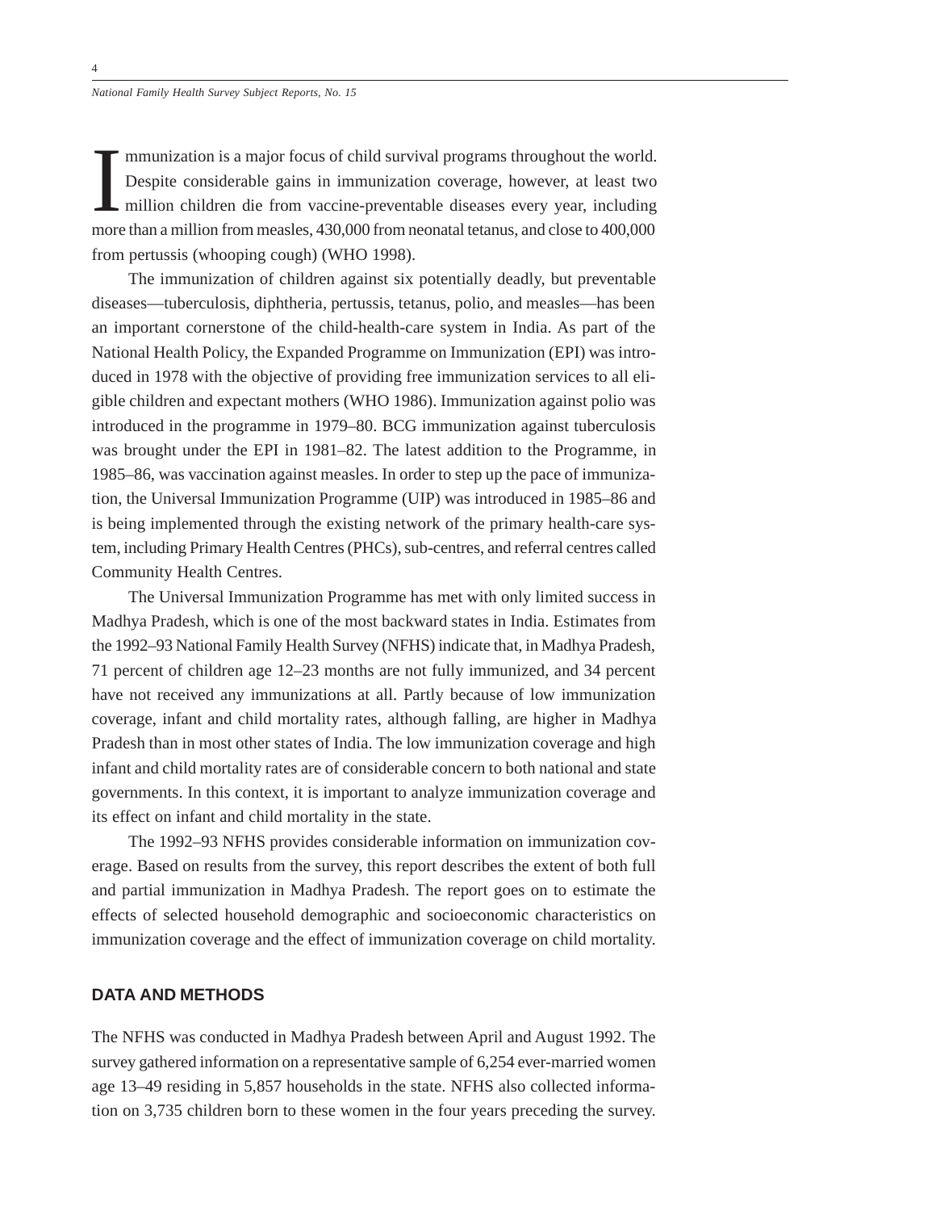Immunization is a major focus of child survival programs throughout the world. Despite considerable gains in immunization coverage, however, at least two million children die from vaccine-preventable diseases every year, including more than a million from measles, 430,000 from neonatal tetanus, and close to 400,000 from pertussis (whooping cough) (WHO 1998).

The immunization of children against six potentially deadly, but preventable diseases—tuberculosis, diphtheria, pertussis, tetanus, polio, and measles—has been an important cornerstone of the child-health-care system in India. As part of the National Health Policy, the Expanded Programme on Immunization (EPI) was introduced in 1978 with the objective of providing free immunization services to all eligible children and expectant mothers (WHO 1986). Immunization against polio was introduced in the programme in 1979–80. BCG immunization against tuberculosis was brought under the EPI in 1981–82. The latest addition to the Programme, in 1985–86, was vaccination against measles. In order to step up the pace of immunization, the Universal Immunization Programme (UIP) was introduced in 1985–86 and is being implemented through the existing network of the primary health-care system, including Primary Health Centres (PHCs), sub-centres, and referral centres called Community Health Centres.

The Universal Immunization Programme has met with only limited success in Madhya Pradesh, which is one of the most backward states in India. Estimates from the 1992–93 National Family Health Survey (NFHS) indicate that, in Madhya Pradesh, 71 percent of children age 12–23 months are not fully immunized, and 34 percent have not received any immunizations at all. Partly because of low immunization coverage, infant and child mortality rates, although falling, are higher in Madhya Pradesh than in most other states of India. The low immunization coverage and high infant and child mortality rates are of considerable concern to both national and state governments. In this context, it is important to analyze immunization coverage and its effect on infant and child mortality in the state.

The 1992–93 NFHS provides considerable information on immunization coverage. Based on results from the survey, this report describes the extent of both full and partial immunization in Madhya Pradesh. The report goes on to estimate the effects of selected household demographic and socioeconomic characteristics on immunization coverage and the effect of immunization coverage on child mortality.

## DATA AND METHODS

The NFHS was conducted in Madhya Pradesh between April and August 1992. The survey gathered information on a representative sample of 6,254 ever-married women age 13–49 residing in 5,857 households in the state. NFHS also collected information on 3,735 children born to these women in the four years preceding the survey.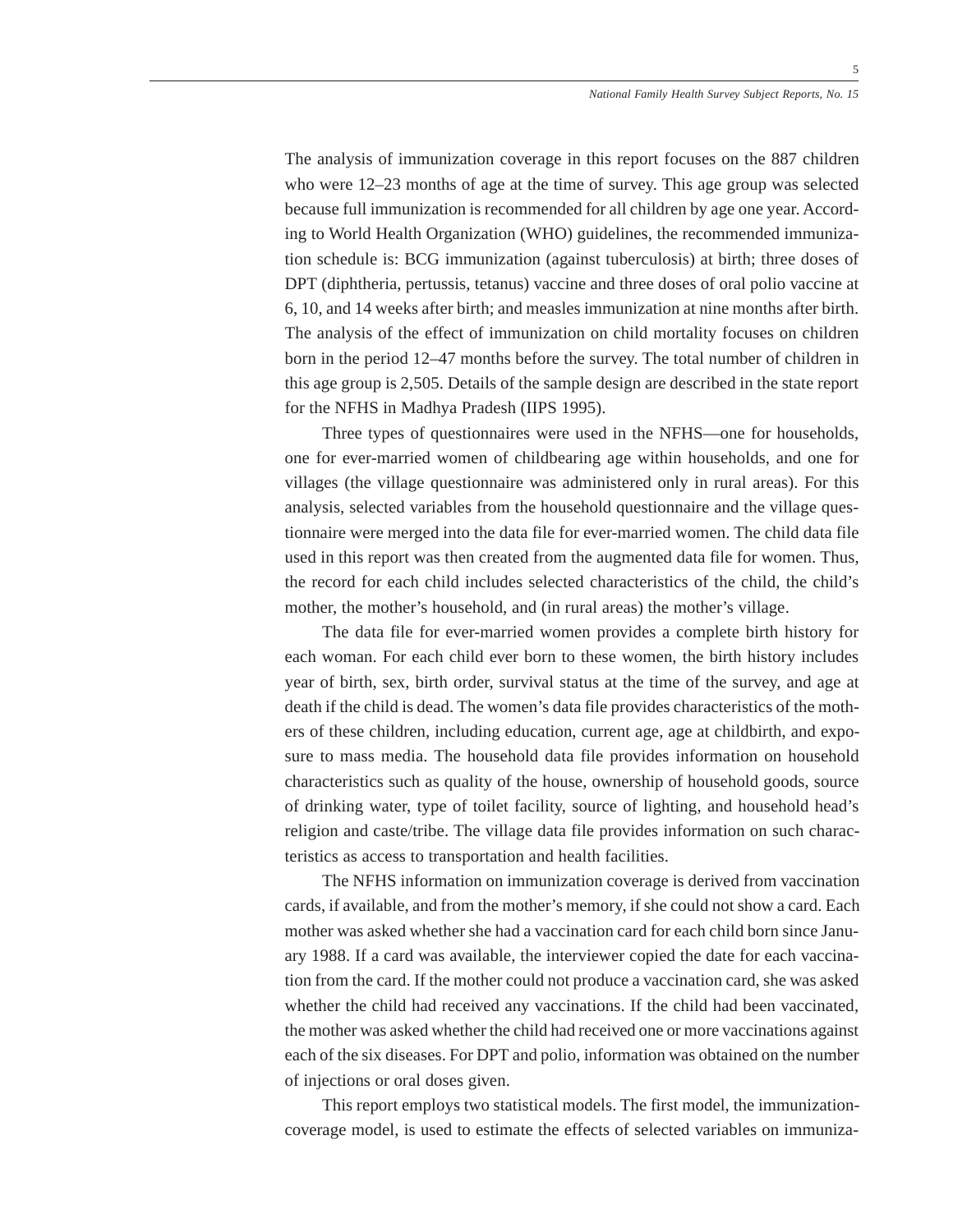The analysis of immunization coverage in this report focuses on the 887 children who were 12–23 months of age at the time of survey. This age group was selected because full immunization is recommended for all children by age one year. According to World Health Organization (WHO) guidelines, the recommended immunization schedule is: BCG immunization (against tuberculosis) at birth; three doses of DPT (diphtheria, pertussis, tetanus) vaccine and three doses of oral polio vaccine at 6, 10, and 14 weeks after birth; and measles immunization at nine months after birth. The analysis of the effect of immunization on child mortality focuses on children born in the period 12–47 months before the survey. The total number of children in this age group is 2,505. Details of the sample design are described in the state report for the NFHS in Madhya Pradesh (IIPS 1995).

Three types of questionnaires were used in the NFHS—one for households, one for ever-married women of childbearing age within households, and one for villages (the village questionnaire was administered only in rural areas). For this analysis, selected variables from the household questionnaire and the village questionnaire were merged into the data file for ever-married women. The child data file used in this report was then created from the augmented data file for women. Thus, the record for each child includes selected characteristics of the child, the child's mother, the mother's household, and (in rural areas) the mother's village.

The data file for ever-married women provides a complete birth history for each woman. For each child ever born to these women, the birth history includes year of birth, sex, birth order, survival status at the time of the survey, and age at death if the child is dead. The women's data file provides characteristics of the mothers of these children, including education, current age, age at childbirth, and exposure to mass media. The household data file provides information on household characteristics such as quality of the house, ownership of household goods, source of drinking water, type of toilet facility, source of lighting, and household head's religion and caste/tribe. The village data file provides information on such characteristics as access to transportation and health facilities.

The NFHS information on immunization coverage is derived from vaccination cards, if available, and from the mother's memory, if she could not show a card. Each mother was asked whether she had a vaccination card for each child born since January 1988. If a card was available, the interviewer copied the date for each vaccination from the card. If the mother could not produce a vaccination card, she was asked whether the child had received any vaccinations. If the child had been vaccinated, the mother was asked whether the child had received one or more vaccinations against each of the six diseases. For DPT and polio, information was obtained on the number of injections or oral doses given.

This report employs two statistical models. The first model, the immunization-coverage model, is used to estimate the effects of selected variables on immuniza-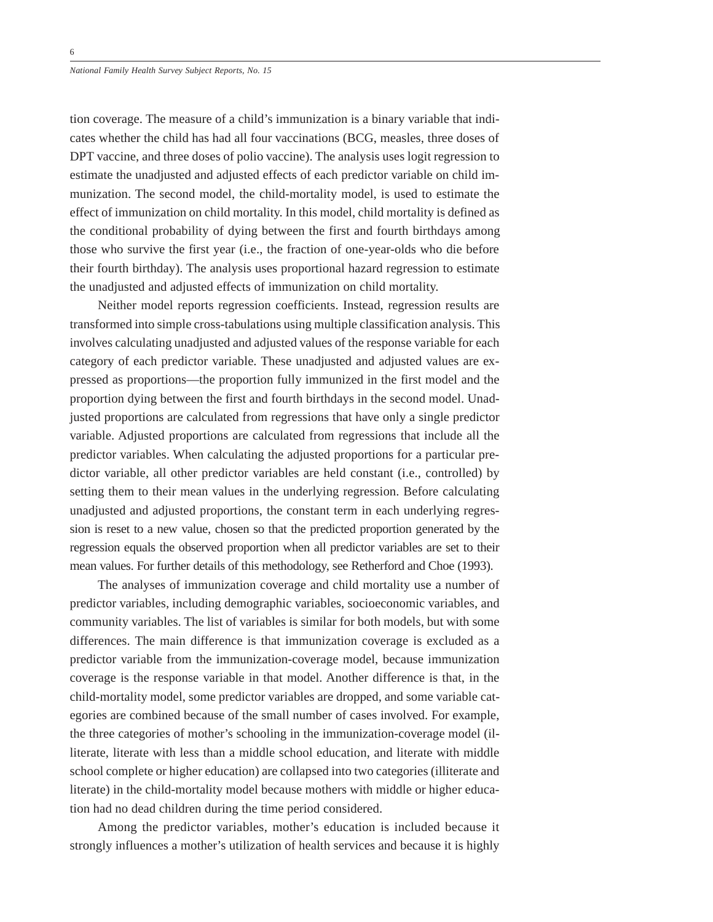tion coverage. The measure of a child's immunization is a binary variable that indicates whether the child has had all four vaccinations (BCG, measles, three doses of DPT vaccine, and three doses of polio vaccine). The analysis uses logit regression to estimate the unadjusted and adjusted effects of each predictor variable on child immunization. The second model, the child-mortality model, is used to estimate the effect of immunization on child mortality. In this model, child mortality is defined as the conditional probability of dying between the first and fourth birthdays among those who survive the first year (i.e., the fraction of one-year-olds who die before their fourth birthday). The analysis uses proportional hazard regression to estimate the unadjusted and adjusted effects of immunization on child mortality.

Neither model reports regression coefficients. Instead, regression results are transformed into simple cross-tabulations using multiple classification analysis. This involves calculating unadjusted and adjusted values of the response variable for each category of each predictor variable. These unadjusted and adjusted values are expressed as proportions—the proportion fully immunized in the first model and the proportion dying between the first and fourth birthdays in the second model. Unadjusted proportions are calculated from regressions that have only a single predictor variable. Adjusted proportions are calculated from regressions that include all the predictor variables. When calculating the adjusted proportions for a particular predictor variable, all other predictor variables are held constant (i.e., controlled) by setting them to their mean values in the underlying regression. Before calculating unadjusted and adjusted proportions, the constant term in each underlying regression is reset to a new value, chosen so that the predicted proportion generated by the regression equals the observed proportion when all predictor variables are set to their mean values. For further details of this methodology, see Retherford and Choe (1993).

The analyses of immunization coverage and child mortality use a number of predictor variables, including demographic variables, socioeconomic variables, and community variables. The list of variables is similar for both models, but with some differences. The main difference is that immunization coverage is excluded as a predictor variable from the immunization-coverage model, because immunization coverage is the response variable in that model. Another difference is that, in the child-mortality model, some predictor variables are dropped, and some variable categories are combined because of the small number of cases involved. For example, the three categories of mother's schooling in the immunization-coverage model (illiterate, literate with less than a middle school education, and literate with middle school complete or higher education) are collapsed into two categories (illiterate and literate) in the child-mortality model because mothers with middle or higher education had no dead children during the time period considered.

Among the predictor variables, mother's education is included because it strongly influences a mother's utilization of health services and because it is highly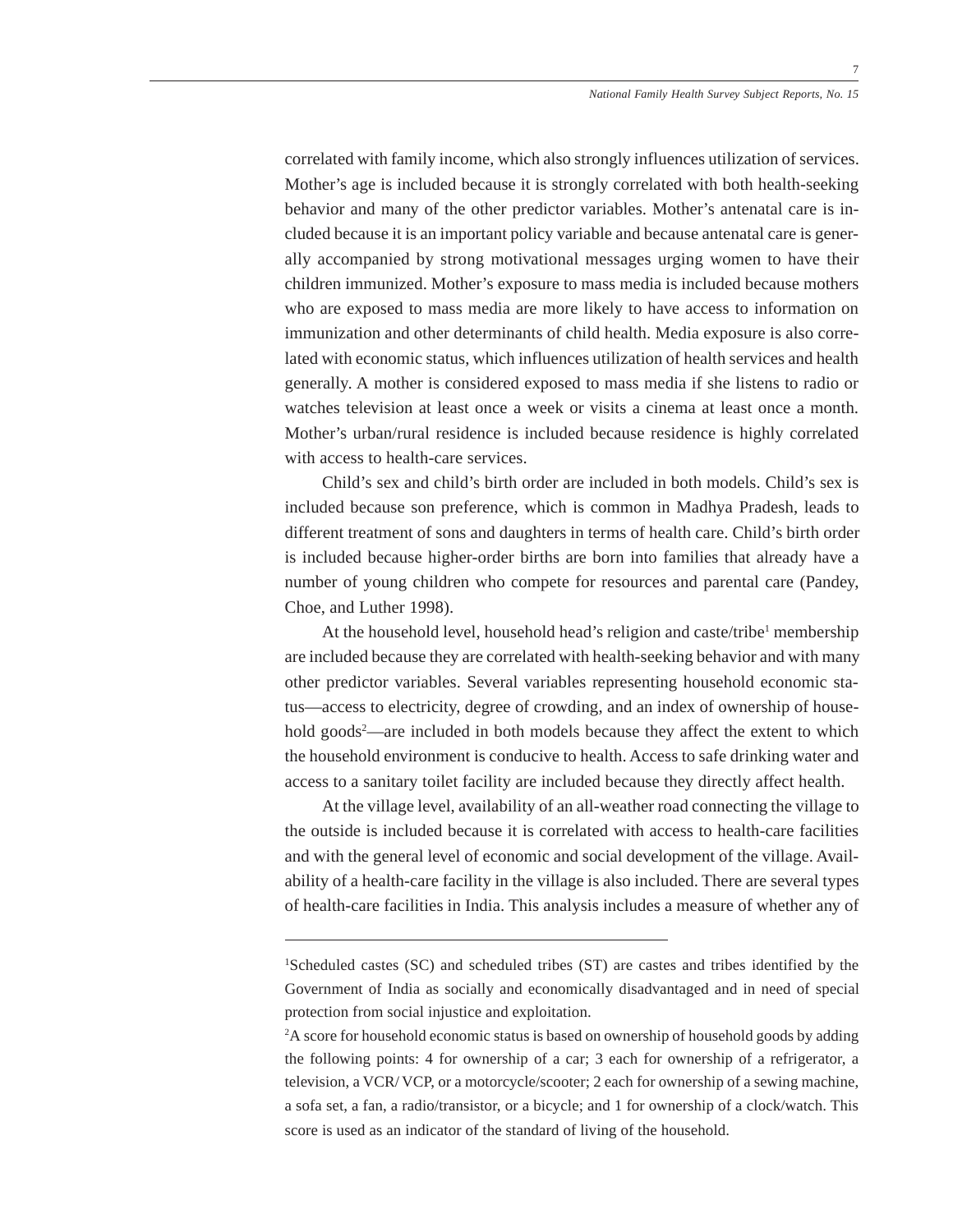correlated with family income, which also strongly influences utilization of services. Mother's age is included because it is strongly correlated with both health-seeking behavior and many of the other predictor variables. Mother's antenatal care is included because it is an important policy variable and because antenatal care is generally accompanied by strong motivational messages urging women to have their children immunized. Mother's exposure to mass media is included because mothers who are exposed to mass media are more likely to have access to information on immunization and other determinants of child health. Media exposure is also correlated with economic status, which influences utilization of health services and health generally. A mother is considered exposed to mass media if she listens to radio or watches television at least once a week or visits a cinema at least once a month. Mother's urban/rural residence is included because residence is highly correlated with access to health-care services.

Child's sex and child's birth order are included in both models. Child's sex is included because son preference, which is common in Madhya Pradesh, leads to different treatment of sons and daughters in terms of health care. Child's birth order is included because higher-order births are born into families that already have a number of young children who compete for resources and parental care (Pandey, Choe, and Luther 1998).

At the household level, household head's religion and caste/tribe[1] membership are included because they are correlated with health-seeking behavior and with many other predictor variables. Several variables representing household economic status—access to electricity, degree of crowding, and an index of ownership of household goods[2]—are included in both models because they affect the extent to which the household environment is conducive to health. Access to safe drinking water and access to a sanitary toilet facility are included because they directly affect health.

At the village level, availability of an all-weather road connecting the village to the outside is included because it is correlated with access to health-care facilities and with the general level of economic and social development of the village. Availability of a health-care facility in the village is also included. There are several types of health-care facilities in India. This analysis includes a measure of whether any of

---

[1]Scheduled castes (SC) and scheduled tribes (ST) are castes and tribes identified by the Government of India as socially and economically disadvantaged and in need of special protection from social injustice and exploitation.

[2]A score for household economic status is based on ownership of household goods by adding the following points: 4 for ownership of a car; 3 each for ownership of a refrigerator, a television, a VCR/ VCP, or a motorcycle/scooter; 2 each for ownership of a sewing machine, a sofa set, a fan, a radio/transistor, or a bicycle; and 1 for ownership of a clock/watch. This score is used as an indicator of the standard of living of the household.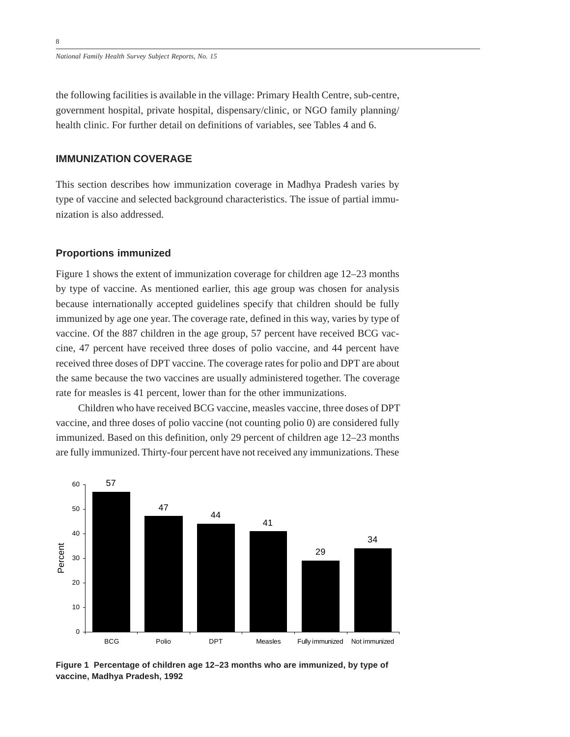the following facilities is available in the village: Primary Health Centre, sub-centre, government hospital, private hospital, dispensary/clinic, or NGO family planning/health clinic. For further detail on definitions of variables, see Tables 4 and 6.

## IMMUNIZATION COVERAGE

This section describes how immunization coverage in Madhya Pradesh varies by type of vaccine and selected background characteristics. The issue of partial immunization is also addressed.

### Proportions immunized

Figure 1 shows the extent of immunization coverage for children age 12–23 months by type of vaccine. As mentioned earlier, this age group was chosen for analysis because internationally accepted guidelines specify that children should be fully immunized by age one year. The coverage rate, defined in this way, varies by type of vaccine. Of the 887 children in the age group, 57 percent have received BCG vaccine, 47 percent have received three doses of polio vaccine, and 44 percent have received three doses of DPT vaccine. The coverage rates for polio and DPT are about the same because the two vaccines are usually administered together. The coverage rate for measles is 41 percent, lower than for the other immunizations.

Children who have received BCG vaccine, measles vaccine, three doses of DPT vaccine, and three doses of polio vaccine (not counting polio 0) are considered fully immunized. Based on this definition, only 29 percent of children age 12–23 months are fully immunized. Thirty-four percent have not received any immunizations. These

| Vaccine | Percent |
|---|---|
| BCG | 57 |
| Polio | 47 |
| DPT | 44 |
| Measles | 41 |
| Fully immunized | 29 |
| Not immunized | 34 |

**Figure 1 Percentage of children age 12–23 months who are immunized, by type of vaccine, Madhya Pradesh, 1992**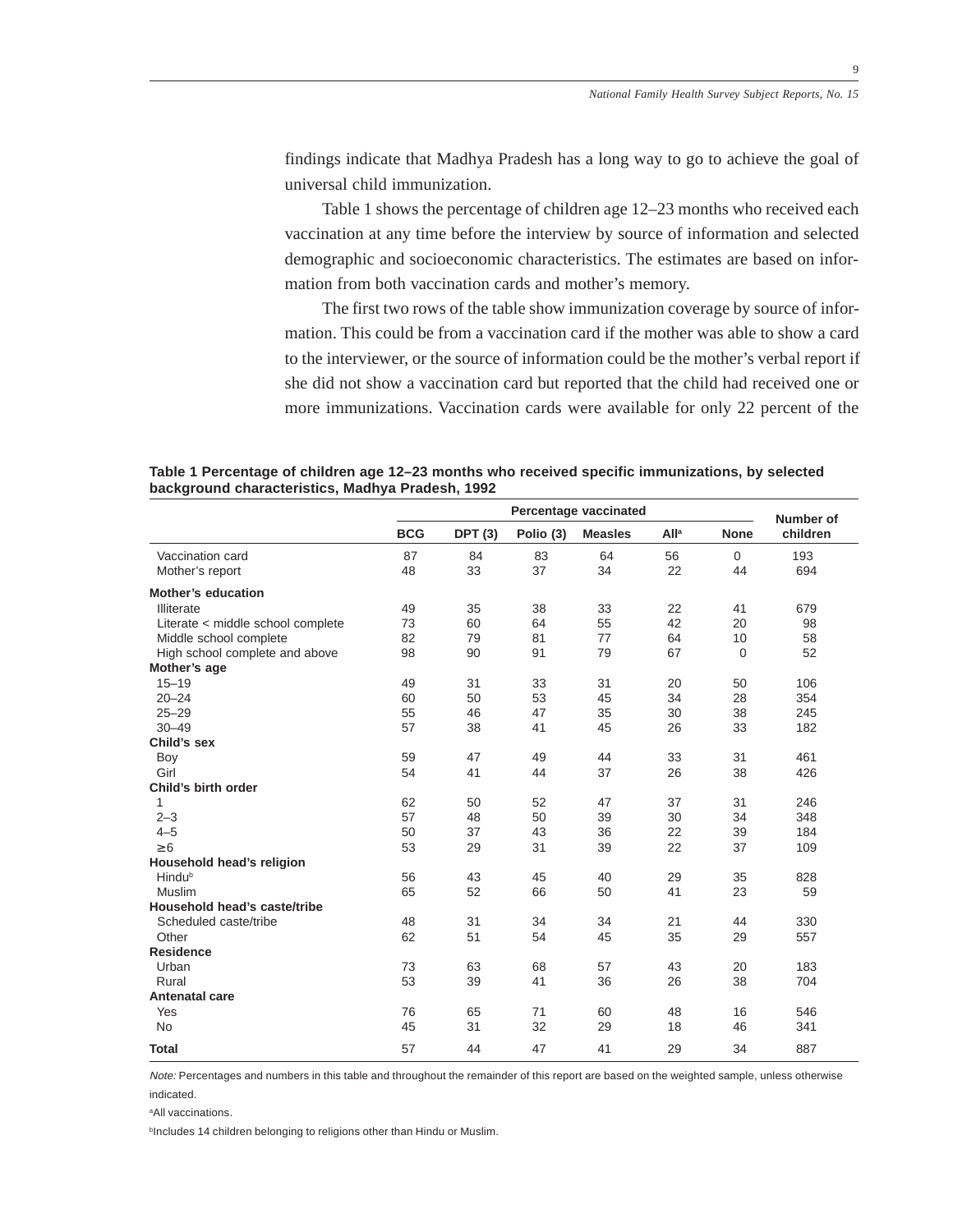findings indicate that Madhya Pradesh has a long way to go to achieve the goal of universal child immunization.

Table 1 shows the percentage of children age 12–23 months who received each vaccination at any time before the interview by source of information and selected demographic and socioeconomic characteristics. The estimates are based on information from both vaccination cards and mother's memory.

The first two rows of the table show immunization coverage by source of information. This could be from a vaccination card if the mother was able to show a card to the interviewer, or the source of information could be the mother's verbal report if she did not show a vaccination card but reported that the child had received one or more immunizations. Vaccination cards were available for only 22 percent of the

**Table 1 Percentage of children age 12–23 months who received specific immunizations, by selected background characteristics, Madhya Pradesh, 1992**

| | Percentage vaccinated | | | | | | Number of children |
|---|---|---|---|---|---|---|---|
| | BCG | DPT (3) | Polio (3) | Measles | All[a] | None | |
| Vaccination card | 87 | 84 | 83 | 64 | 56 | 0 | 193 |
| Mother's report | 48 | 33 | 37 | 34 | 22 | 44 | 694 |
| **Mother's education** | | | | | | | |
| Illiterate | 49 | 35 | 38 | 33 | 22 | 41 | 679 |
| Literate < middle school complete | 73 | 60 | 64 | 55 | 42 | 20 | 98 |
| Middle school complete | 82 | 79 | 81 | 77 | 64 | 10 | 58 |
| High school complete and above | 98 | 90 | 91 | 79 | 67 | 0 | 52 |
| **Mother's age** | | | | | | | |
| 15–19 | 49 | 31 | 33 | 31 | 20 | 50 | 106 |
| 20–24 | 60 | 50 | 53 | 45 | 34 | 28 | 354 |
| 25–29 | 55 | 46 | 47 | 35 | 30 | 38 | 245 |
| 30–49 | 57 | 38 | 41 | 45 | 26 | 33 | 182 |
| **Child's sex** | | | | | | | |
| Boy | 59 | 47 | 49 | 44 | 33 | 31 | 461 |
| Girl | 54 | 41 | 44 | 37 | 26 | 38 | 426 |
| **Child's birth order** | | | | | | | |
| 1 | 62 | 50 | 52 | 47 | 37 | 31 | 246 |
| 2–3 | 57 | 48 | 50 | 39 | 30 | 34 | 348 |
| 4–5 | 50 | 37 | 43 | 36 | 22 | 39 | 184 |
| ≥6 | 53 | 29 | 31 | 39 | 22 | 37 | 109 |
| **Household head's religion** | | | | | | | |
| Hindu[b] | 56 | 43 | 45 | 40 | 29 | 35 | 828 |
| Muslim | 65 | 52 | 66 | 50 | 41 | 23 | 59 |
| **Household head's caste/tribe** | | | | | | | |
| Scheduled caste/tribe | 48 | 31 | 34 | 34 | 21 | 44 | 330 |
| Other | 62 | 51 | 54 | 45 | 35 | 29 | 557 |
| **Residence** | | | | | | | |
| Urban | 73 | 63 | 68 | 57 | 43 | 20 | 183 |
| Rural | 53 | 39 | 41 | 36 | 26 | 38 | 704 |
| **Antenatal care** | | | | | | | |
| Yes | 76 | 65 | 71 | 60 | 48 | 16 | 546 |
| No | 45 | 31 | 32 | 29 | 18 | 46 | 341 |
| **Total** | 57 | 44 | 47 | 41 | 29 | 34 | 887 |

*Note:* Percentages and numbers in this table and throughout the remainder of this report are based on the weighted sample, unless otherwise indicated.

[a]All vaccinations.

[b]Includes 14 children belonging to religions other than Hindu or Muslim.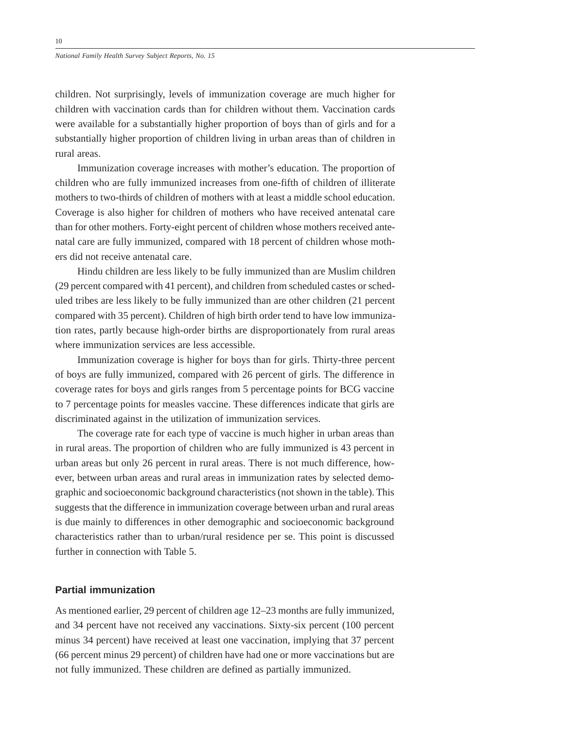children. Not surprisingly, levels of immunization coverage are much higher for children with vaccination cards than for children without them. Vaccination cards were available for a substantially higher proportion of boys than of girls and for a substantially higher proportion of children living in urban areas than of children in rural areas.

Immunization coverage increases with mother's education. The proportion of children who are fully immunized increases from one-fifth of children of illiterate mothers to two-thirds of children of mothers with at least a middle school education. Coverage is also higher for children of mothers who have received antenatal care than for other mothers. Forty-eight percent of children whose mothers received antenatal care are fully immunized, compared with 18 percent of children whose mothers did not receive antenatal care.

Hindu children are less likely to be fully immunized than are Muslim children (29 percent compared with 41 percent), and children from scheduled castes or scheduled tribes are less likely to be fully immunized than are other children (21 percent compared with 35 percent). Children of high birth order tend to have low immunization rates, partly because high-order births are disproportionately from rural areas where immunization services are less accessible.

Immunization coverage is higher for boys than for girls. Thirty-three percent of boys are fully immunized, compared with 26 percent of girls. The difference in coverage rates for boys and girls ranges from 5 percentage points for BCG vaccine to 7 percentage points for measles vaccine. These differences indicate that girls are discriminated against in the utilization of immunization services.

The coverage rate for each type of vaccine is much higher in urban areas than in rural areas. The proportion of children who are fully immunized is 43 percent in urban areas but only 26 percent in rural areas. There is not much difference, however, between urban areas and rural areas in immunization rates by selected demographic and socioeconomic background characteristics (not shown in the table). This suggests that the difference in immunization coverage between urban and rural areas is due mainly to differences in other demographic and socioeconomic background characteristics rather than to urban/rural residence per se. This point is discussed further in connection with Table 5.

## Partial immunization

As mentioned earlier, 29 percent of children age 12–23 months are fully immunized, and 34 percent have not received any vaccinations. Sixty-six percent (100 percent minus 34 percent) have received at least one vaccination, implying that 37 percent (66 percent minus 29 percent) of children have had one or more vaccinations but are not fully immunized. These children are defined as partially immunized.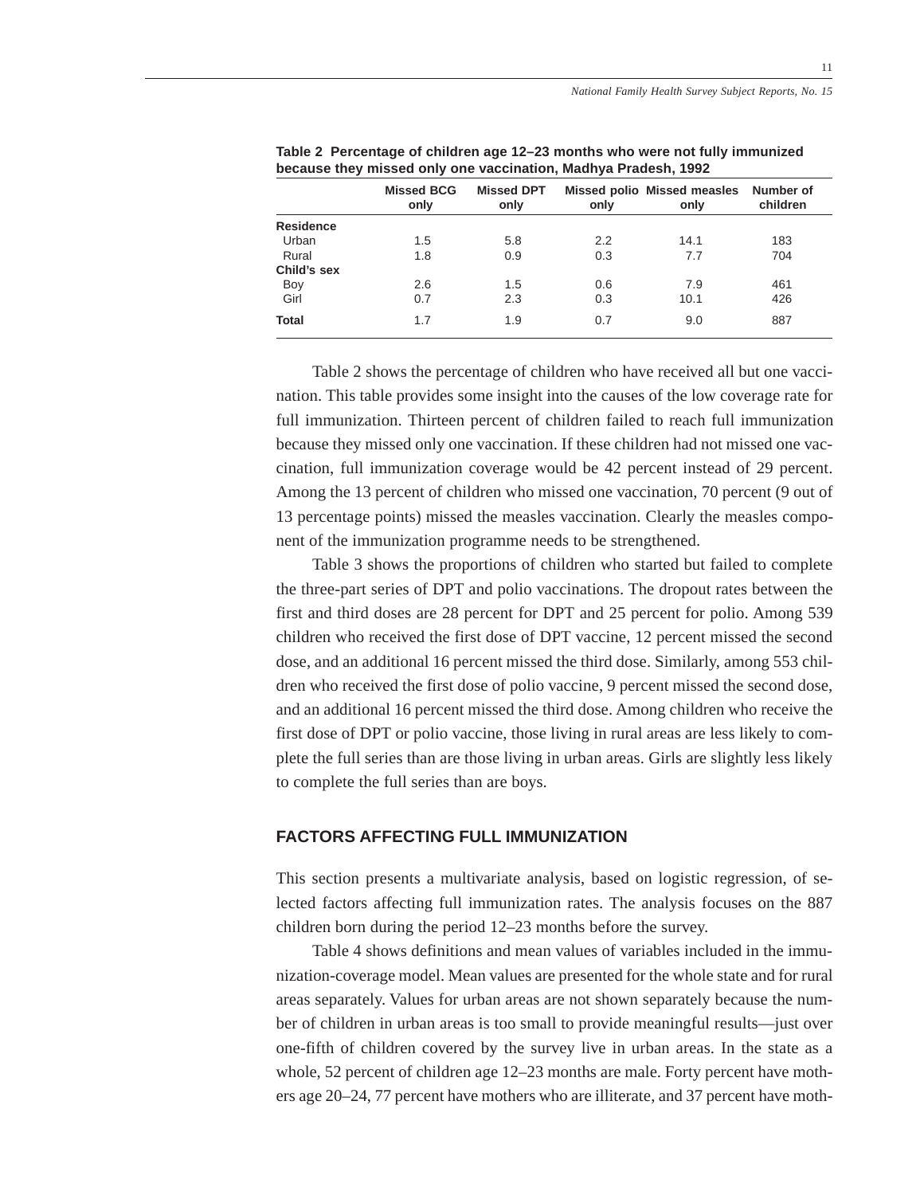**Table 2 Percentage of children age 12–23 months who were not fully immunized because they missed only one vaccination, Madhya Pradesh, 1992**

| | Missed BCG only | Missed DPT only | Missed polio only | Missed measles only | Number of children |
|---|---|---|---|---|---|
| **Residence** | | | | | |
| Urban | 1.5 | 5.8 | 2.2 | 14.1 | 183 |
| Rural | 1.8 | 0.9 | 0.3 | 7.7 | 704 |
| **Child's sex** | | | | | |
| Boy | 2.6 | 1.5 | 0.6 | 7.9 | 461 |
| Girl | 0.7 | 2.3 | 0.3 | 10.1 | 426 |
| **Total** | 1.7 | 1.9 | 0.7 | 9.0 | 887 |

Table 2 shows the percentage of children who have received all but one vaccination. This table provides some insight into the causes of the low coverage rate for full immunization. Thirteen percent of children failed to reach full immunization because they missed only one vaccination. If these children had not missed one vaccination, full immunization coverage would be 42 percent instead of 29 percent. Among the 13 percent of children who missed one vaccination, 70 percent (9 out of 13 percentage points) missed the measles vaccination. Clearly the measles component of the immunization programme needs to be strengthened.

Table 3 shows the proportions of children who started but failed to complete the three-part series of DPT and polio vaccinations. The dropout rates between the first and third doses are 28 percent for DPT and 25 percent for polio. Among 539 children who received the first dose of DPT vaccine, 12 percent missed the second dose, and an additional 16 percent missed the third dose. Similarly, among 553 children who received the first dose of polio vaccine, 9 percent missed the second dose, and an additional 16 percent missed the third dose. Among children who receive the first dose of DPT or polio vaccine, those living in rural areas are less likely to complete the full series than are those living in urban areas. Girls are slightly less likely to complete the full series than are boys.

## FACTORS AFFECTING FULL IMMUNIZATION

This section presents a multivariate analysis, based on logistic regression, of selected factors affecting full immunization rates. The analysis focuses on the 887 children born during the period 12–23 months before the survey.

Table 4 shows definitions and mean values of variables included in the immunization-coverage model. Mean values are presented for the whole state and for rural areas separately. Values for urban areas are not shown separately because the number of children in urban areas is too small to provide meaningful results—just over one-fifth of children covered by the survey live in urban areas. In the state as a whole, 52 percent of children age 12–23 months are male. Forty percent have mothers age 20–24, 77 percent have mothers who are illiterate, and 37 percent have moth-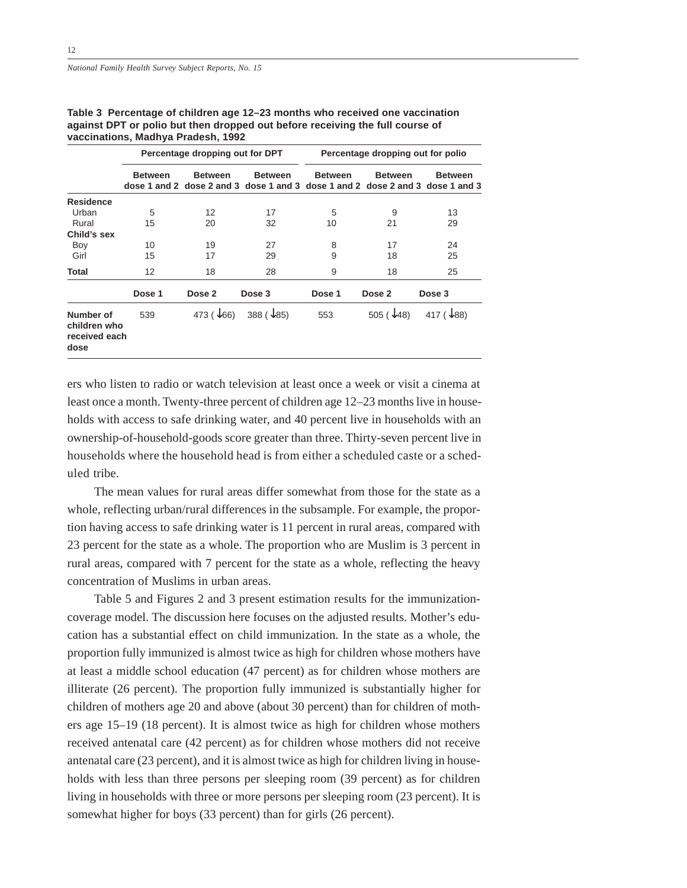**Table 3 Percentage of children age 12–23 months who received one vaccination against DPT or polio but then dropped out before receiving the full course of vaccinations, Madhya Pradesh, 1992**

| | Percentage dropping out for DPT | | | Percentage dropping out for polio | | |
|---|---|---|---|---|---|---|
| | Between dose 1 and 2 | Between dose 2 and 3 | Between dose 1 and 3 | Between dose 1 and 2 | Between dose 2 and 3 | Between dose 1 and 3 |
| **Residence** | | | | | | |
| Urban | 5 | 12 | 17 | 5 | 9 | 13 |
| Rural | 15 | 20 | 32 | 10 | 21 | 29 |
| **Child's sex** | | | | | | |
| Boy | 10 | 19 | 27 | 8 | 17 | 24 |
| Girl | 15 | 17 | 29 | 9 | 18 | 25 |
| **Total** | 12 | 18 | 28 | 9 | 18 | 25 |
| | **Dose 1** | **Dose 2** | **Dose 3** | **Dose 1** | **Dose 2** | **Dose 3** |
| **Number of children who received each dose** | 539 | 473 (↓66) | 388 (↓85) | 553 | 505 (↓48) | 417 (↓88) |

ers who listen to radio or watch television at least once a week or visit a cinema at least once a month. Twenty-three percent of children age 12–23 months live in households with access to safe drinking water, and 40 percent live in households with an ownership-of-household-goods score greater than three. Thirty-seven percent live in households where the household head is from either a scheduled caste or a scheduled tribe.

The mean values for rural areas differ somewhat from those for the state as a whole, reflecting urban/rural differences in the subsample. For example, the proportion having access to safe drinking water is 11 percent in rural areas, compared with 23 percent for the state as a whole. The proportion who are Muslim is 3 percent in rural areas, compared with 7 percent for the state as a whole, reflecting the heavy concentration of Muslims in urban areas.

Table 5 and Figures 2 and 3 present estimation results for the immunization-coverage model. The discussion here focuses on the adjusted results. Mother's education has a substantial effect on child immunization. In the state as a whole, the proportion fully immunized is almost twice as high for children whose mothers have at least a middle school education (47 percent) as for children whose mothers are illiterate (26 percent). The proportion fully immunized is substantially higher for children of mothers age 20 and above (about 30 percent) than for children of mothers age 15–19 (18 percent). It is almost twice as high for children whose mothers received antenatal care (42 percent) as for children whose mothers did not receive antenatal care (23 percent), and it is almost twice as high for children living in households with less than three persons per sleeping room (39 percent) as for children living in households with three or more persons per sleeping room (23 percent). It is somewhat higher for boys (33 percent) than for girls (26 percent).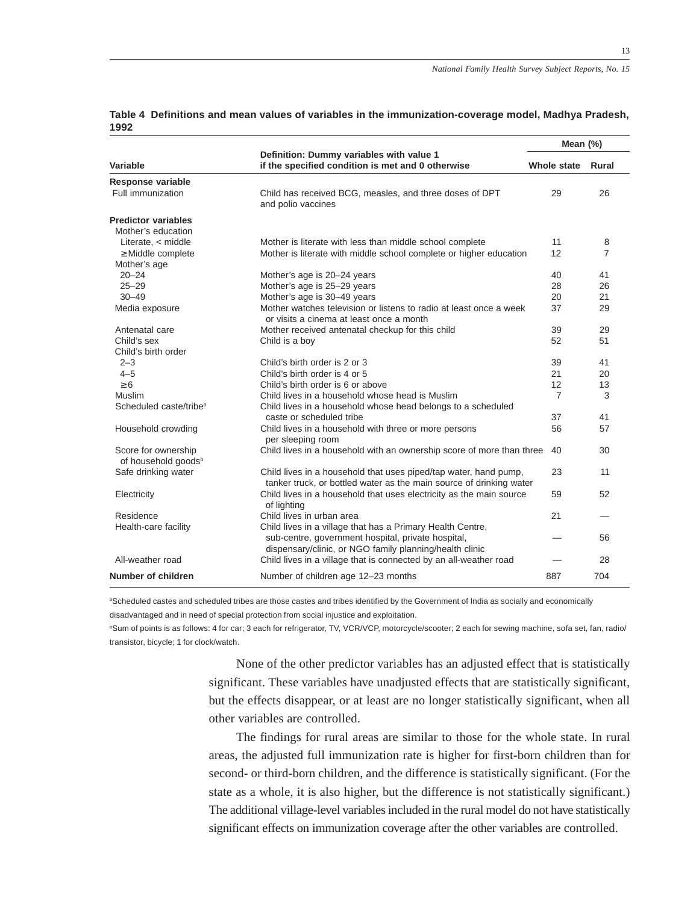**Table 4 Definitions and mean values of variables in the immunization-coverage model, Madhya Pradesh, 1992**

| Variable | Definition: Dummy variables with value 1 if the specified condition is met and 0 otherwise | Mean (%) Whole state | Mean (%) Rural |
|---|---|---|---|
| **Response variable** | | | |
| Full immunization | Child has received BCG, measles, and three doses of DPT and polio vaccines | 29 | 26 |
| **Predictor variables** | | | |
| Mother's education | | | |
| Literate, < middle | Mother is literate with less than middle school complete | 11 | 8 |
| ≥ Middle complete | Mother is literate with middle school complete or higher education | 12 | 7 |
| Mother's age | | | |
| 20–24 | Mother's age is 20–24 years | 40 | 41 |
| 25–29 | Mother's age is 25–29 years | 28 | 26 |
| 30–49 | Mother's age is 30–49 years | 20 | 21 |
| Media exposure | Mother watches television or listens to radio at least once a week or visits a cinema at least once a month | 37 | 29 |
| Antenatal care | Mother received antenatal checkup for this child | 39 | 29 |
| Child's sex | Child is a boy | 52 | 51 |
| Child's birth order | | | |
| 2–3 | Child's birth order is 2 or 3 | 39 | 41 |
| 4–5 | Child's birth order is 4 or 5 | 21 | 20 |
| ≥ 6 | Child's birth order is 6 or above | 12 | 13 |
| Muslim | Child lives in a household whose head is Muslim | 7 | 3 |
| Scheduled caste/tribe[a] | Child lives in a household whose head belongs to a scheduled caste or scheduled tribe | 37 | 41 |
| Household crowding | Child lives in a household with three or more persons per sleeping room | 56 | 57 |
| Score for ownership of household goods[b] | Child lives in a household with an ownership score of more than three | 40 | 30 |
| Safe drinking water | Child lives in a household that uses piped/tap water, hand pump, tanker truck, or bottled water as the main source of drinking water | 23 | 11 |
| Electricity | Child lives in a household that uses electricity as the main source of lighting | 59 | 52 |
| Residence | Child lives in urban area | 21 | — |
| Health-care facility | Child lives in a village that has a Primary Health Centre, sub-centre, government hospital, private hospital, dispensary/clinic, or NGO family planning/health clinic | — | 56 |
| All-weather road | Child lives in a village that is connected by an all-weather road | — | 28 |
| **Number of children** | Number of children age 12–23 months | 887 | 704 |

[a]Scheduled castes and scheduled tribes are those castes and tribes identified by the Government of India as socially and economically disadvantaged and in need of special protection from social injustice and exploitation.

[b]Sum of points is as follows: 4 for car; 3 each for refrigerator, TV, VCR/VCP, motorcycle/scooter; 2 each for sewing machine, sofa set, fan, radio/transistor, bicycle; 1 for clock/watch.

None of the other predictor variables has an adjusted effect that is statistically significant. These variables have unadjusted effects that are statistically significant, but the effects disappear, or at least are no longer statistically significant, when all other variables are controlled.

The findings for rural areas are similar to those for the whole state. In rural areas, the adjusted full immunization rate is higher for first-born children than for second- or third-born children, and the difference is statistically significant. (For the state as a whole, it is also higher, but the difference is not statistically significant.) The additional village-level variables included in the rural model do not have statistically significant effects on immunization coverage after the other variables are controlled.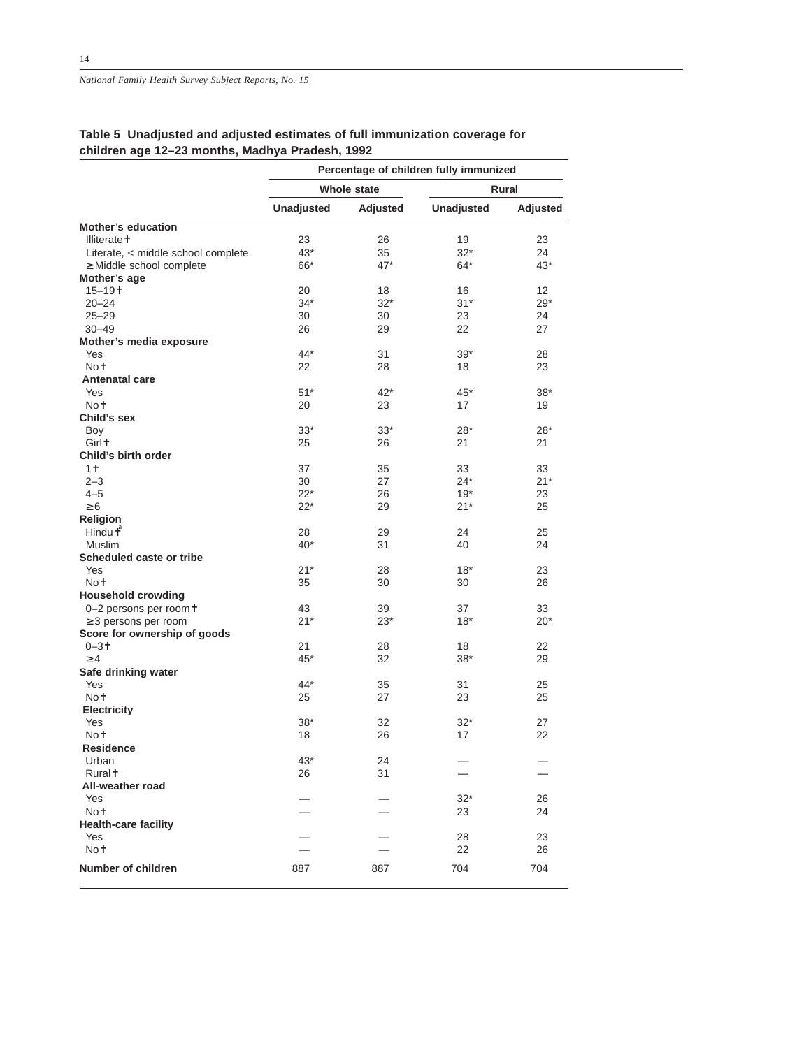**Table 5 Unadjusted and adjusted estimates of full immunization coverage for children age 12–23 months, Madhya Pradesh, 1992**

| | Percentage of children fully immunized | | | |
|---|---|---|---|---|
| | Whole state | | Rural | |
| | Unadjusted | Adjusted | Unadjusted | Adjusted |
| **Mother's education** | | | | |
| Illiterate † | 23 | 26 | 19 | 23 |
| Literate, < middle school complete | 43* | 35 | 32* | 24 |
| ≥ Middle school complete | 66* | 47* | 64* | 43* |
| **Mother's age** | | | | |
| 15–19 † | 20 | 18 | 16 | 12 |
| 20–24 | 34* | 32* | 31* | 29* |
| 25–29 | 30 | 30 | 23 | 24 |
| 30–49 | 26 | 29 | 22 | 27 |
| **Mother's media exposure** | | | | |
| Yes | 44* | 31 | 39* | 28 |
| No † | 22 | 28 | 18 | 23 |
| **Antenatal care** | | | | |
| Yes | 51* | 42* | 45* | 38* |
| No † | 20 | 23 | 17 | 19 |
| **Child's sex** | | | | |
| Boy | 33* | 33* | 28* | 28* |
| Girl † | 25 | 26 | 21 | 21 |
| **Child's birth order** | | | | |
| 1 † | 37 | 35 | 33 | 33 |
| 2–3 | 30 | 27 | 24* | 21* |
| 4–5 | 22* | 26 | 19* | 23 |
| ≥ 6 | 22* | 29 | 21* | 25 |
| **Religion** | | | | |
| Hindu †[a] | 28 | 29 | 24 | 25 |
| Muslim | 40* | 31 | 40 | 24 |
| **Scheduled caste or tribe** | | | | |
| Yes | 21* | 28 | 18* | 23 |
| No † | 35 | 30 | 30 | 26 |
| **Household crowding** | | | | |
| 0–2 persons per room † | 43 | 39 | 37 | 33 |
| ≥ 3 persons per room | 21* | 23* | 18* | 20* |
| **Score for ownership of goods** | | | | |
| 0–3 † | 21 | 28 | 18 | 22 |
| ≥ 4 | 45* | 32 | 38* | 29 |
| **Safe drinking water** | | | | |
| Yes | 44* | 35 | 31 | 25 |
| No † | 25 | 27 | 23 | 25 |
| **Electricity** | | | | |
| Yes | 38* | 32 | 32* | 27 |
| No † | 18 | 26 | 17 | 22 |
| **Residence** | | | | |
| Urban | 43* | 24 | — | — |
| Rural † | 26 | 31 | — | — |
| **All-weather road** | | | | |
| Yes | — | — | 32* | 26 |
| No † | — | — | 23 | 24 |
| **Health-care facility** | | | | |
| Yes | — | — | 28 | 23 |
| No † | — | — | 22 | 26 |
| **Number of children** | 887 | 887 | 704 | 704 |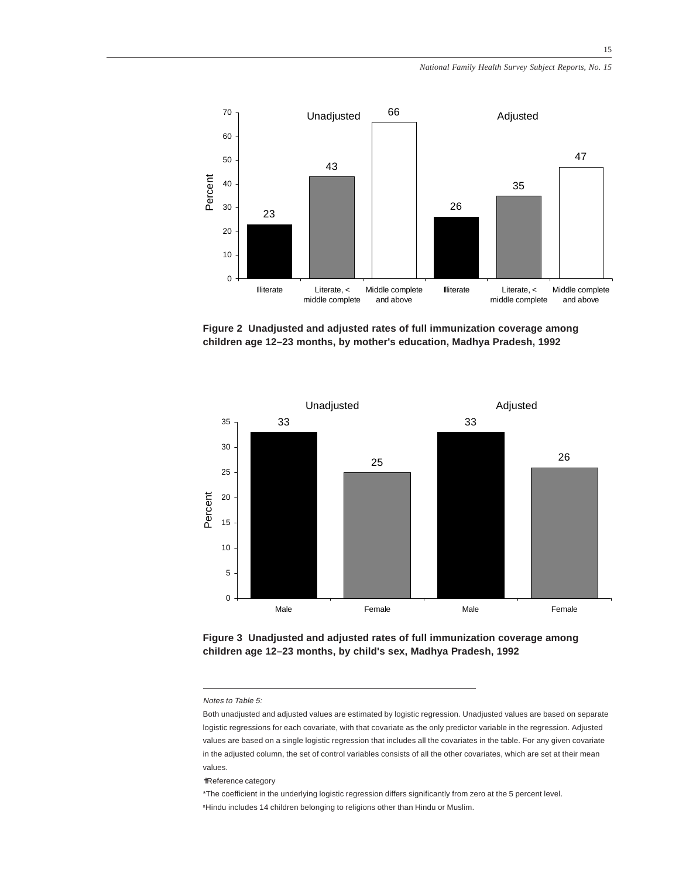**Figure 2 Unadjusted and adjusted rates of full immunization coverage among children age 12–23 months, by mother's education, Madhya Pradesh, 1992**

| | Illiterate | Literate, < middle complete | Middle complete and above |
|---|---|---|---|
| Unadjusted | 23 | 43 | 66 |
| Adjusted | 26 | 35 | 47 |

**Figure 3 Unadjusted and adjusted rates of full immunization coverage among children age 12–23 months, by child's sex, Madhya Pradesh, 1992**

| | Male | Female |
|---|---|---|
| Unadjusted | 33 | 25 |
| Adjusted | 33 | 26 |

---

*Notes to Table 5:*

Both unadjusted and adjusted values are estimated by logistic regression. Unadjusted values are based on separate logistic regressions for each covariate, with that covariate as the only predictor variable in the regression. Adjusted values are based on a single logistic regression that includes all the covariates in the table. For any given covariate in the adjusted column, the set of control variables consists of all the other covariates, which are set at their mean values.

†Reference category

*The coefficient in the underlying logistic regression differs significantly from zero at the 5 percent level.

[a]Hindu includes 14 children belonging to religions other than Hindu or Muslim.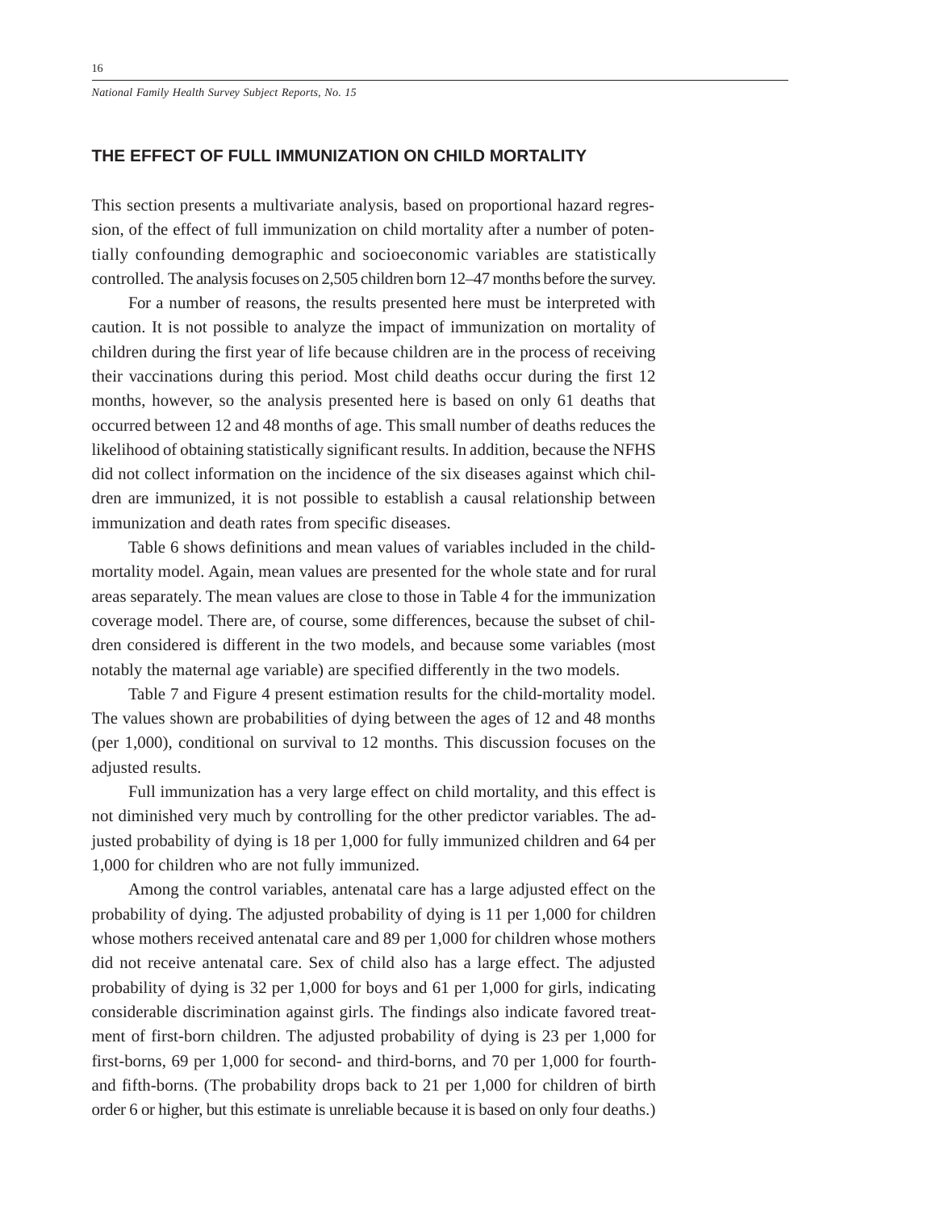## THE EFFECT OF FULL IMMUNIZATION ON CHILD MORTALITY

This section presents a multivariate analysis, based on proportional hazard regression, of the effect of full immunization on child mortality after a number of potentially confounding demographic and socioeconomic variables are statistically controlled. The analysis focuses on 2,505 children born 12–47 months before the survey.

For a number of reasons, the results presented here must be interpreted with caution. It is not possible to analyze the impact of immunization on mortality of children during the first year of life because children are in the process of receiving their vaccinations during this period. Most child deaths occur during the first 12 months, however, so the analysis presented here is based on only 61 deaths that occurred between 12 and 48 months of age. This small number of deaths reduces the likelihood of obtaining statistically significant results. In addition, because the NFHS did not collect information on the incidence of the six diseases against which children are immunized, it is not possible to establish a causal relationship between immunization and death rates from specific diseases.

Table 6 shows definitions and mean values of variables included in the child-mortality model. Again, mean values are presented for the whole state and for rural areas separately. The mean values are close to those in Table 4 for the immunization coverage model. There are, of course, some differences, because the subset of children considered is different in the two models, and because some variables (most notably the maternal age variable) are specified differently in the two models.

Table 7 and Figure 4 present estimation results for the child-mortality model. The values shown are probabilities of dying between the ages of 12 and 48 months (per 1,000), conditional on survival to 12 months. This discussion focuses on the adjusted results.

Full immunization has a very large effect on child mortality, and this effect is not diminished very much by controlling for the other predictor variables. The adjusted probability of dying is 18 per 1,000 for fully immunized children and 64 per 1,000 for children who are not fully immunized.

Among the control variables, antenatal care has a large adjusted effect on the probability of dying. The adjusted probability of dying is 11 per 1,000 for children whose mothers received antenatal care and 89 per 1,000 for children whose mothers did not receive antenatal care. Sex of child also has a large effect. The adjusted probability of dying is 32 per 1,000 for boys and 61 per 1,000 for girls, indicating considerable discrimination against girls. The findings also indicate favored treatment of first-born children. The adjusted probability of dying is 23 per 1,000 for first-borns, 69 per 1,000 for second- and third-borns, and 70 per 1,000 for fourth- and fifth-borns. (The probability drops back to 21 per 1,000 for children of birth order 6 or higher, but this estimate is unreliable because it is based on only four deaths.)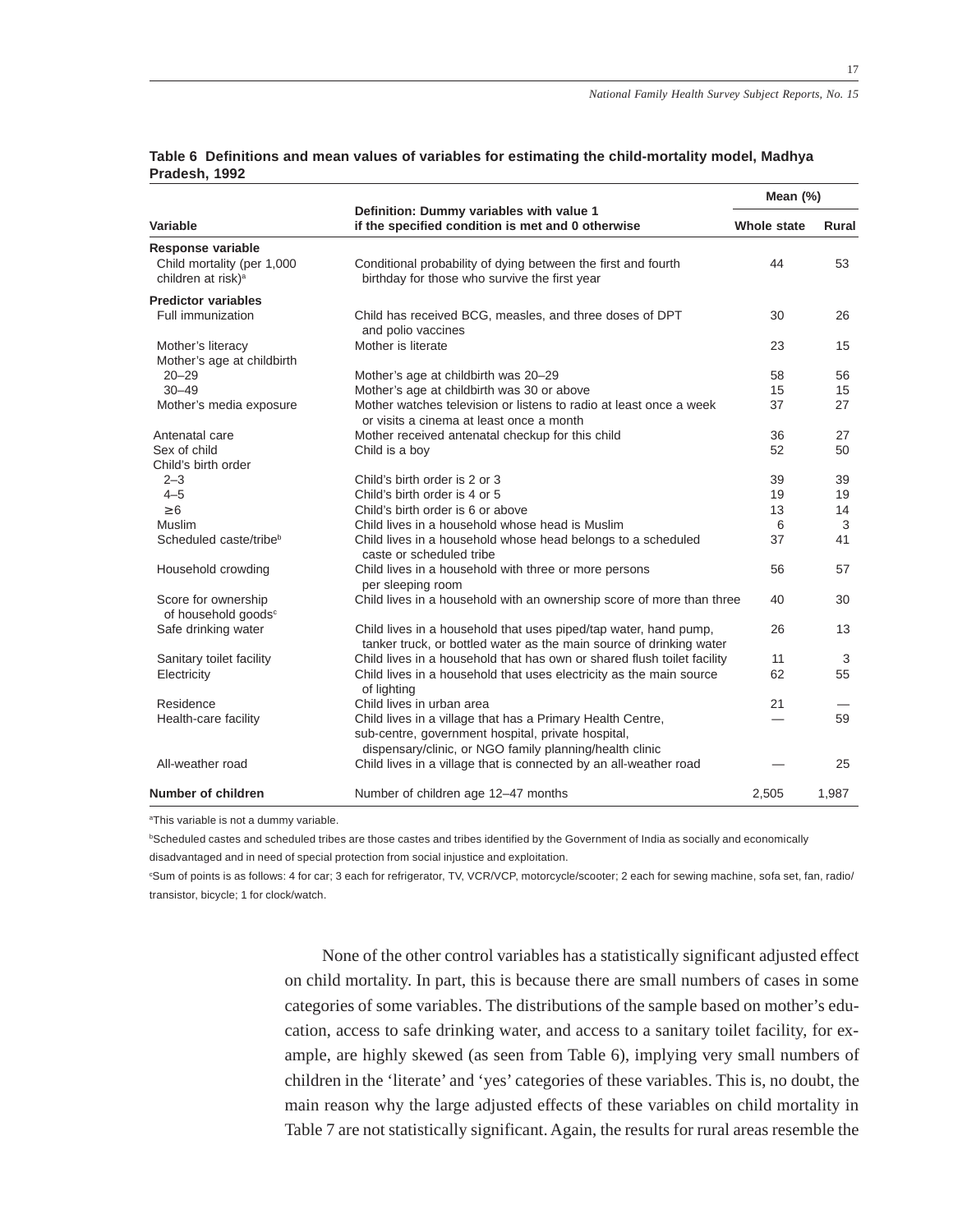**Table 6 Definitions and mean values of variables for estimating the child-mortality model, Madhya Pradesh, 1992**

| Variable | Definition: Dummy variables with value 1 if the specified condition is met and 0 otherwise | Mean (%) | |
|---|---|---|---|
| | | Whole state | Rural |
| **Response variable** | | | |
| Child mortality (per 1,000 children at risk)[a] | Conditional probability of dying between the first and fourth birthday for those who survive the first year | 44 | 53 |
| **Predictor variables** | | | |
| Full immunization | Child has received BCG, measles, and three doses of DPT and polio vaccines | 30 | 26 |
| Mother's literacy | Mother is literate | 23 | 15 |
| Mother's age at childbirth | | | |
| 20–29 | Mother's age at childbirth was 20–29 | 58 | 56 |
| 30–49 | Mother's age at childbirth was 30 or above | 15 | 15 |
| Mother's media exposure | Mother watches television or listens to radio at least once a week or visits a cinema at least once a month | 37 | 27 |
| Antenatal care | Mother received antenatal checkup for this child | 36 | 27 |
| Sex of child | Child is a boy | 52 | 50 |
| Child's birth order | | | |
| 2–3 | Child's birth order is 2 or 3 | 39 | 39 |
| 4–5 | Child's birth order is 4 or 5 | 19 | 19 |
| ≥6 | Child's birth order is 6 or above | 13 | 14 |
| Muslim | Child lives in a household whose head is Muslim | 6 | 3 |
| Scheduled caste/tribe[b] | Child lives in a household whose head belongs to a scheduled caste or scheduled tribe | 37 | 41 |
| Household crowding | Child lives in a household with three or more persons per sleeping room | 56 | 57 |
| Score for ownership of household goods[c] | Child lives in a household with an ownership score of more than three | 40 | 30 |
| Safe drinking water | Child lives in a household that uses piped/tap water, hand pump, tanker truck, or bottled water as the main source of drinking water | 26 | 13 |
| Sanitary toilet facility | Child lives in a household that has own or shared flush toilet facility | 11 | 3 |
| Electricity | Child lives in a household that uses electricity as the main source of lighting | 62 | 55 |
| Residence | Child lives in urban area | 21 | — |
| Health-care facility | Child lives in a village that has a Primary Health Centre, sub-centre, government hospital, private hospital, dispensary/clinic, or NGO family planning/health clinic | — | 59 |
| All-weather road | Child lives in a village that is connected by an all-weather road | — | 25 |
| **Number of children** | Number of children age 12–47 months | 2,505 | 1,987 |

[a]This variable is not a dummy variable.

[b]Scheduled castes and scheduled tribes are those castes and tribes identified by the Government of India as socially and economically disadvantaged and in need of special protection from social injustice and exploitation.

[c]Sum of points is as follows: 4 for car; 3 each for refrigerator, TV, VCR/VCP, motorcycle/scooter; 2 each for sewing machine, sofa set, fan, radio/transistor, bicycle; 1 for clock/watch.

None of the other control variables has a statistically significant adjusted effect on child mortality. In part, this is because there are small numbers of cases in some categories of some variables. The distributions of the sample based on mother's education, access to safe drinking water, and access to a sanitary toilet facility, for example, are highly skewed (as seen from Table 6), implying very small numbers of children in the 'literate' and 'yes' categories of these variables. This is, no doubt, the main reason why the large adjusted effects of these variables on child mortality in Table 7 are not statistically significant. Again, the results for rural areas resemble the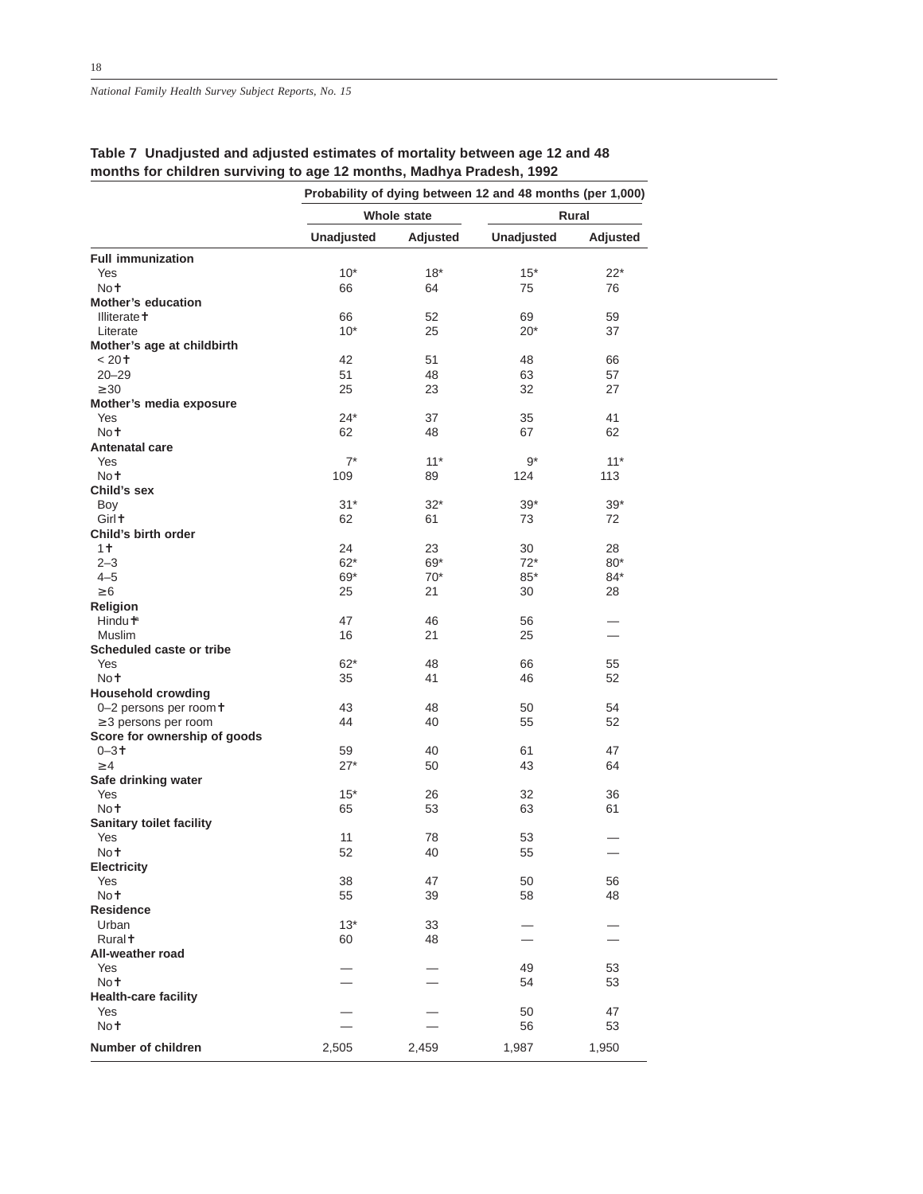**Table 7 Unadjusted and adjusted estimates of mortality between age 12 and 48 months for children surviving to age 12 months, Madhya Pradesh, 1992**

| | Probability of dying between 12 and 48 months (per 1,000) | | | |
|---|---|---|---|---|
| | Whole state | | Rural | |
| | Unadjusted | Adjusted | Unadjusted | Adjusted |
| **Full immunization** | | | | |
| Yes | 10* | 18* | 15* | 22* |
| No† | 66 | 64 | 75 | 76 |
| **Mother's education** | | | | |
| Illiterate† | 66 | 52 | 69 | 59 |
| Literate | 10* | 25 | 20* | 37 |
| **Mother's age at childbirth** | | | | |
| < 20† | 42 | 51 | 48 | 66 |
| 20–29 | 51 | 48 | 63 | 57 |
| ≥30 | 25 | 23 | 32 | 27 |
| **Mother's media exposure** | | | | |
| Yes | 24* | 37 | 35 | 41 |
| No† | 62 | 48 | 67 | 62 |
| **Antenatal care** | | | | |
| Yes | 7* | 11* | 9* | 11* |
| No† | 109 | 89 | 124 | 113 |
| **Child's sex** | | | | |
| Boy | 31* | 32* | 39* | 39* |
| Girl† | 62 | 61 | 73 | 72 |
| **Child's birth order** | | | | |
| 1† | 24 | 23 | 30 | 28 |
| 2–3 | 62* | 69* | 72* | 80* |
| 4–5 | 69* | 70* | 85* | 84* |
| ≥6 | 25 | 21 | 30 | 28 |
| **Religion** | | | | |
| Hindu†[a] | 47 | 46 | 56 | — |
| Muslim | 16 | 21 | 25 | — |
| **Scheduled caste or tribe** | | | | |
| Yes | 62* | 48 | 66 | 55 |
| No† | 35 | 41 | 46 | 52 |
| **Household crowding** | | | | |
| 0–2 persons per room† | 43 | 48 | 50 | 54 |
| ≥3 persons per room | 44 | 40 | 55 | 52 |
| **Score for ownership of goods** | | | | |
| 0–3† | 59 | 40 | 61 | 47 |
| ≥4 | 27* | 50 | 43 | 64 |
| **Safe drinking water** | | | | |
| Yes | 15* | 26 | 32 | 36 |
| No† | 65 | 53 | 63 | 61 |
| **Sanitary toilet facility** | | | | |
| Yes | 11 | 78 | 53 | — |
| No† | 52 | 40 | 55 | — |
| **Electricity** | | | | |
| Yes | 38 | 47 | 50 | 56 |
| No† | 55 | 39 | 58 | 48 |
| **Residence** | | | | |
| Urban | 13* | 33 | — | — |
| Rural† | 60 | 48 | — | — |
| **All-weather road** | | | | |
| Yes | — | — | 49 | 53 |
| No† | — | — | 54 | 53 |
| **Health-care facility** | | | | |
| Yes | — | — | 50 | 47 |
| No† | — | — | 56 | 53 |
| **Number of children** | 2,505 | 2,459 | 1,987 | 1,950 |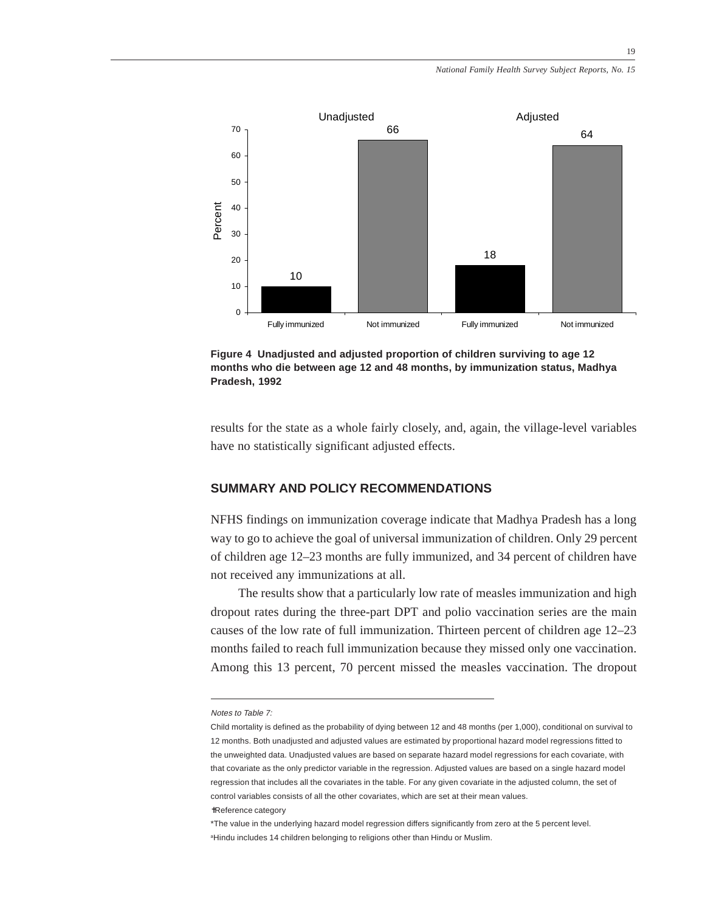| | Unadjusted | | Adjusted | |
|---|---|---|---|---|
| | Fully immunized | Not immunized | Fully immunized | Not immunized |
| Percent | 10 | 66 | 18 | 64 |

**Figure 4 Unadjusted and adjusted proportion of children surviving to age 12 months who die between age 12 and 48 months, by immunization status, Madhya Pradesh, 1992**

results for the state as a whole fairly closely, and, again, the village-level variables have no statistically significant adjusted effects.

## SUMMARY AND POLICY RECOMMENDATIONS

NFHS findings on immunization coverage indicate that Madhya Pradesh has a long way to go to achieve the goal of universal immunization of children. Only 29 percent of children age 12–23 months are fully immunized, and 34 percent of children have not received any immunizations at all.

The results show that a particularly low rate of measles immunization and high dropout rates during the three-part DPT and polio vaccination series are the main causes of the low rate of full immunization. Thirteen percent of children age 12–23 months failed to reach full immunization because they missed only one vaccination. Among this 13 percent, 70 percent missed the measles vaccination. The dropout

---

*Notes to Table 7:*

Child mortality is defined as the probability of dying between 12 and 48 months (per 1,000), conditional on survival to 12 months. Both unadjusted and adjusted values are estimated by proportional hazard model regressions fitted to the unweighted data. Unadjusted values are based on separate hazard model regressions for each covariate, with that covariate as the only predictor variable in the regression. Adjusted values are based on a single hazard model regression that includes all the covariates in the table. For any given covariate in the adjusted column, the set of control variables consists of all the other covariates, which are set at their mean values.

†Reference category

*The value in the underlying hazard model regression differs significantly from zero at the 5 percent level.

[a]Hindu includes 14 children belonging to religions other than Hindu or Muslim.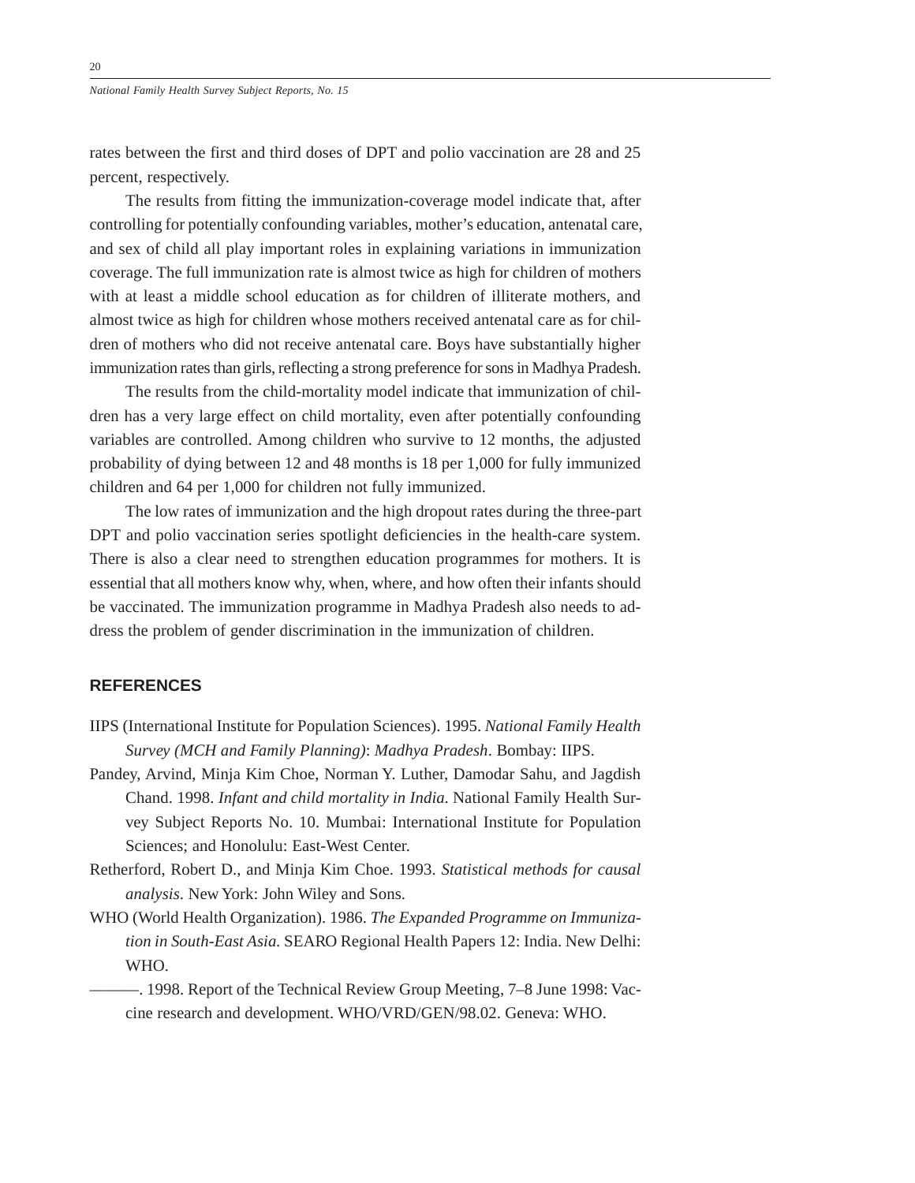rates between the first and third doses of DPT and polio vaccination are 28 and 25 percent, respectively.

The results from fitting the immunization-coverage model indicate that, after controlling for potentially confounding variables, mother's education, antenatal care, and sex of child all play important roles in explaining variations in immunization coverage. The full immunization rate is almost twice as high for children of mothers with at least a middle school education as for children of illiterate mothers, and almost twice as high for children whose mothers received antenatal care as for children of mothers who did not receive antenatal care. Boys have substantially higher immunization rates than girls, reflecting a strong preference for sons in Madhya Pradesh.

The results from the child-mortality model indicate that immunization of children has a very large effect on child mortality, even after potentially confounding variables are controlled. Among children who survive to 12 months, the adjusted probability of dying between 12 and 48 months is 18 per 1,000 for fully immunized children and 64 per 1,000 for children not fully immunized.

The low rates of immunization and the high dropout rates during the three-part DPT and polio vaccination series spotlight deficiencies in the health-care system. There is also a clear need to strengthen education programmes for mothers. It is essential that all mothers know why, when, where, and how often their infants should be vaccinated. The immunization programme in Madhya Pradesh also needs to address the problem of gender discrimination in the immunization of children.

## REFERENCES

IIPS (International Institute for Population Sciences). 1995. *National Family Health Survey (MCH and Family Planning)*: *Madhya Pradesh*. Bombay: IIPS.

Pandey, Arvind, Minja Kim Choe, Norman Y. Luther, Damodar Sahu, and Jagdish Chand. 1998. *Infant and child mortality in India*. National Family Health Survey Subject Reports No. 10. Mumbai: International Institute for Population Sciences; and Honolulu: East-West Center.

Retherford, Robert D., and Minja Kim Choe. 1993. *Statistical methods for causal analysis*. New York: John Wiley and Sons.

WHO (World Health Organization). 1986. *The Expanded Programme on Immunization in South-East Asia*. SEARO Regional Health Papers 12: India. New Delhi: WHO.

———. 1998. Report of the Technical Review Group Meeting, 7–8 June 1998: Vaccine research and development. WHO/VRD/GEN/98.02. Geneva: WHO.